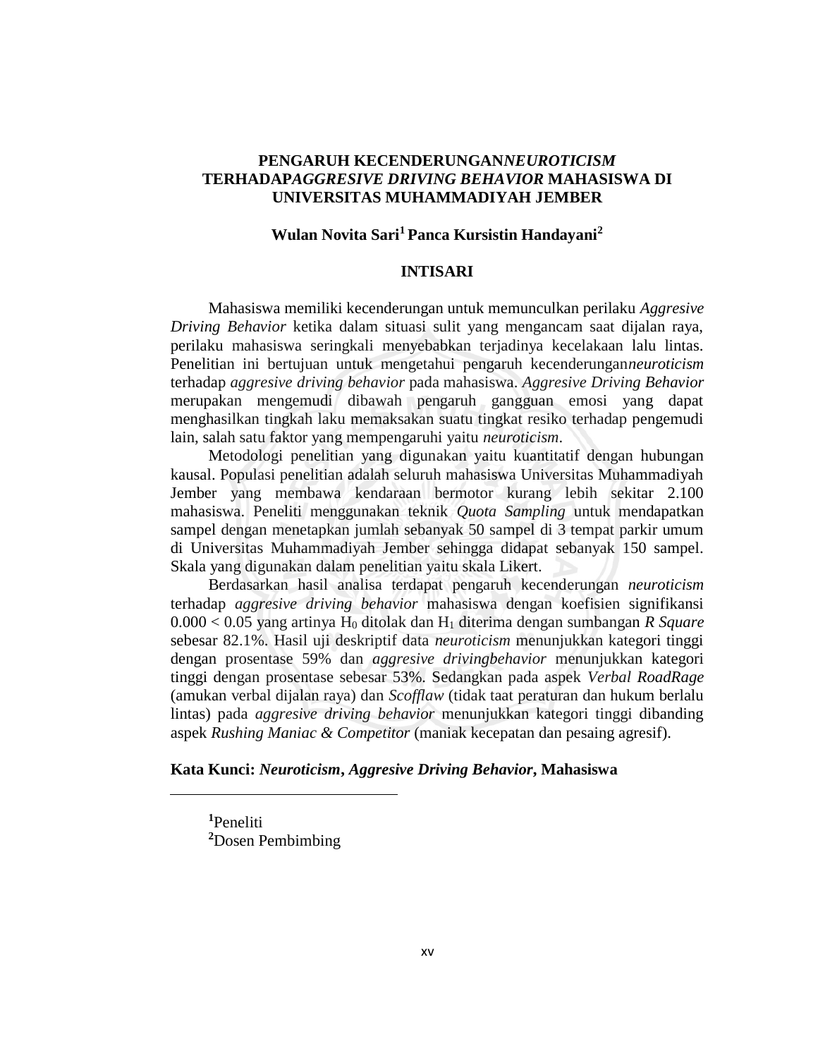# PENGARUH KECENDERUNGAN*NEUROTICISM* TERHADAP*AGGRESIVE DRIVING BEHAVIOR* MAHASISWA DI UNIVERSITAS MUHAMMADIYAH JEMBER

**Wulan Novita Sari[1] Panca Kursistin Handayani[2]**

## INTISARI

Mahasiswa memiliki kecenderungan untuk memunculkan perilaku *Aggresive Driving Behavior* ketika dalam situasi sulit yang mengancam saat dijalan raya, perilaku mahasiswa seringkali menyebabkan terjadinya kecelakaan lalu lintas. Penelitian ini bertujuan untuk mengetahui pengaruh kecenderungan*neuroticism* terhadap *aggresive driving behavior* pada mahasiswa. *Aggresive Driving Behavior* merupakan mengemudi dibawah pengaruh gangguan emosi yang dapat menghasilkan tingkah laku memaksakan suatu tingkat resiko terhadap pengemudi lain, salah satu faktor yang mempengaruhi yaitu *neuroticism*.

Metodologi penelitian yang digunakan yaitu kuantitatif dengan hubungan kausal. Populasi penelitian adalah seluruh mahasiswa Universitas Muhammadiyah Jember yang membawa kendaraan bermotor kurang lebih sekitar 2.100 mahasiswa. Peneliti menggunakan teknik *Quota Sampling* untuk mendapatkan sampel dengan menetapkan jumlah sebanyak 50 sampel di 3 tempat parkir umum di Universitas Muhammadiyah Jember sehingga didapat sebanyak 150 sampel. Skala yang digunakan dalam penelitian yaitu skala Likert.

Berdasarkan hasil analisa terdapat pengaruh kecenderungan *neuroticism* terhadap *aggresive driving behavior* mahasiswa dengan koefisien signifikansi $0.000 < 0.05$ yang artinya $H_0$ ditolak dan $H_1$ diterima dengan sumbangan *R Square* sebesar 82.1%. Hasil uji deskriptif data *neuroticism* menunjukkan kategori tinggi dengan prosentase 59% dan *aggresive drivingbehavior* menunjukkan kategori tinggi dengan prosentase sebesar 53%. Sedangkan pada aspek *Verbal RoadRage* (amukan verbal dijalan raya) dan *Scofflaw* (tidak taat peraturan dan hukum berlalu lintas) pada *aggresive driving behavior* menunjukkan kategori tinggi dibanding aspek *Rushing Maniac & Competitor* (maniak kecepatan dan pesaing agresif).

**Kata Kunci:** ***Neuroticism*****,** ***Aggresive Driving Behavior*****, Mahasiswa**

---

[1]Peneliti

[2]Dosen Pembimbing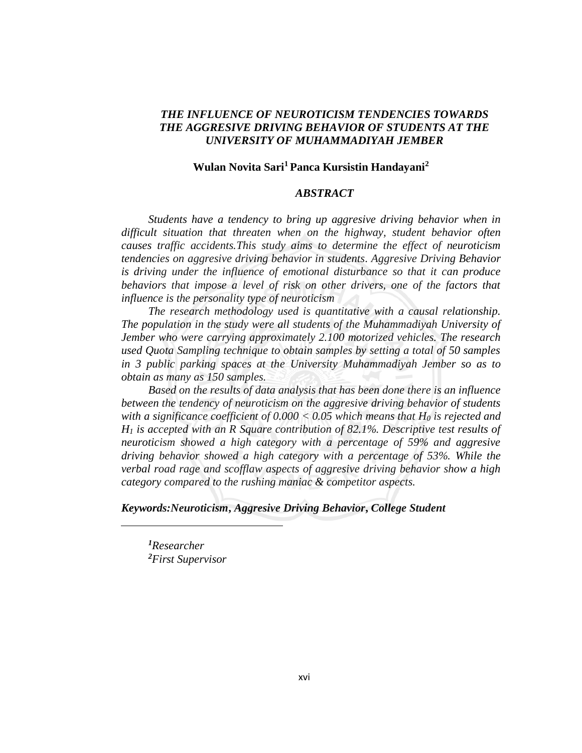# *THE INFLUENCE OF NEUROTICISM TENDENCIES TOWARDS THE AGGRESIVE DRIVING BEHAVIOR OF STUDENTS AT THE UNIVERSITY OF MUHAMMADIYAH JEMBER*

**Wulan Novita Sari[1] Panca Kursistin Handayani[2]**

### *ABSTRACT*

*Students have a tendency to bring up aggresive driving behavior when in difficult situation that threaten when on the highway, student behavior often causes traffic accidents.This study aims to determine the effect of neuroticism tendencies on aggresive driving behavior in students. Aggresive Driving Behavior is driving under the influence of emotional disturbance so that it can produce behaviors that impose a level of risk on other drivers, one of the factors that influence is the personality type of neuroticism*

*The research methodology used is quantitative with a causal relationship. The population in the study were all students of the Muhammadiyah University of Jember who were carrying approximately 2.100 motorized vehicles. The research used Quota Sampling technique to obtain samples by setting a total of 50 samples in 3 public parking spaces at the University Muhammadiyah Jember so as to obtain as many as 150 samples.*

*Based on the results of data analysis that has been done there is an influence between the tendency of neuroticism on the aggresive driving behavior of students with a significance coefficient of $0.000 < 0.05$ which means that $H_0$ is rejected and $H_1$ is accepted with an R Square contribution of 82.1%. Descriptive test results of neuroticism showed a high category with a percentage of 59% and aggresive driving behavior showed a high category with a percentage of 53%. While the verbal road rage and scofflaw aspects of aggresive driving behavior show a high category compared to the rushing maniac & competitor aspects.*

***Keywords:Neuroticism, Aggresive Driving Behavior, College Student***

---

[1]*Researcher*
[2]*First Supervisor*